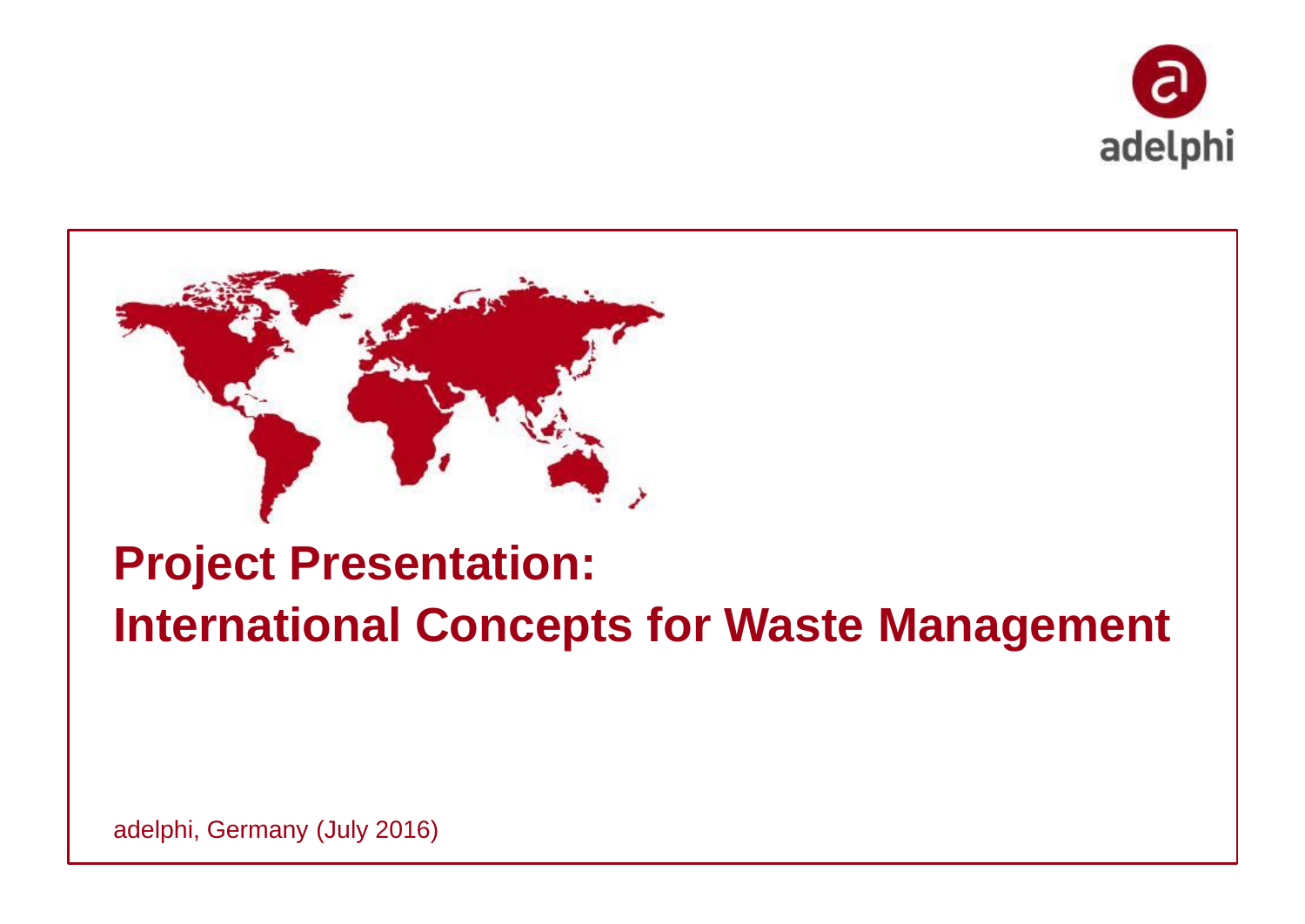adelphi

# Project Presentation:
# International Concepts for Waste Management

adelphi, Germany (July 2016)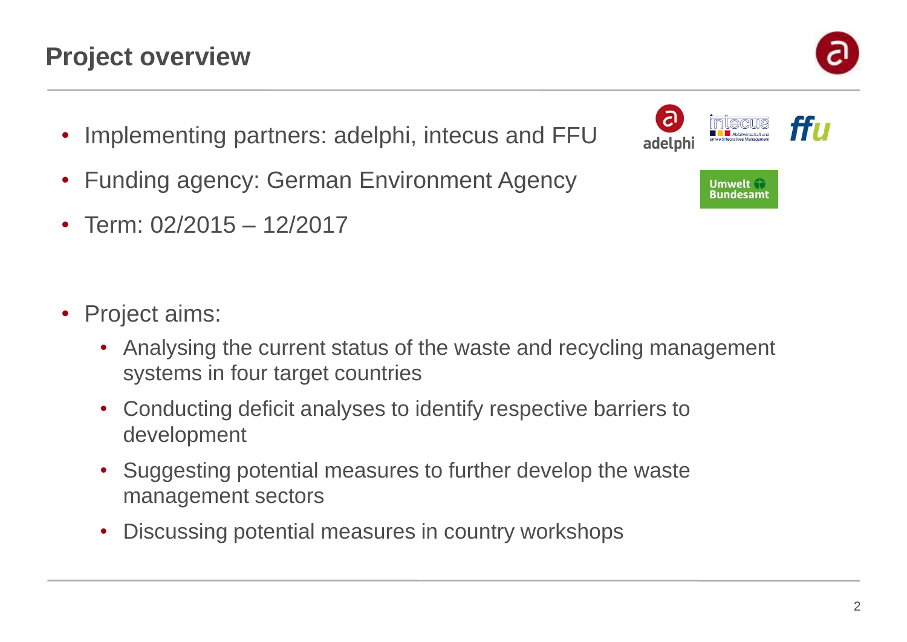## Project overview

- Implementing partners: adelphi, intecus and FFU
- Funding agency: German Environment Agency
- Term: 02/2015 – 12/2017

- Project aims:
  - Analysing the current status of the waste and recycling management systems in four target countries
  - Conducting deficit analyses to identify respective barriers to development
  - Suggesting potential measures to further develop the waste management sectors
  - Discussing potential measures in country workshops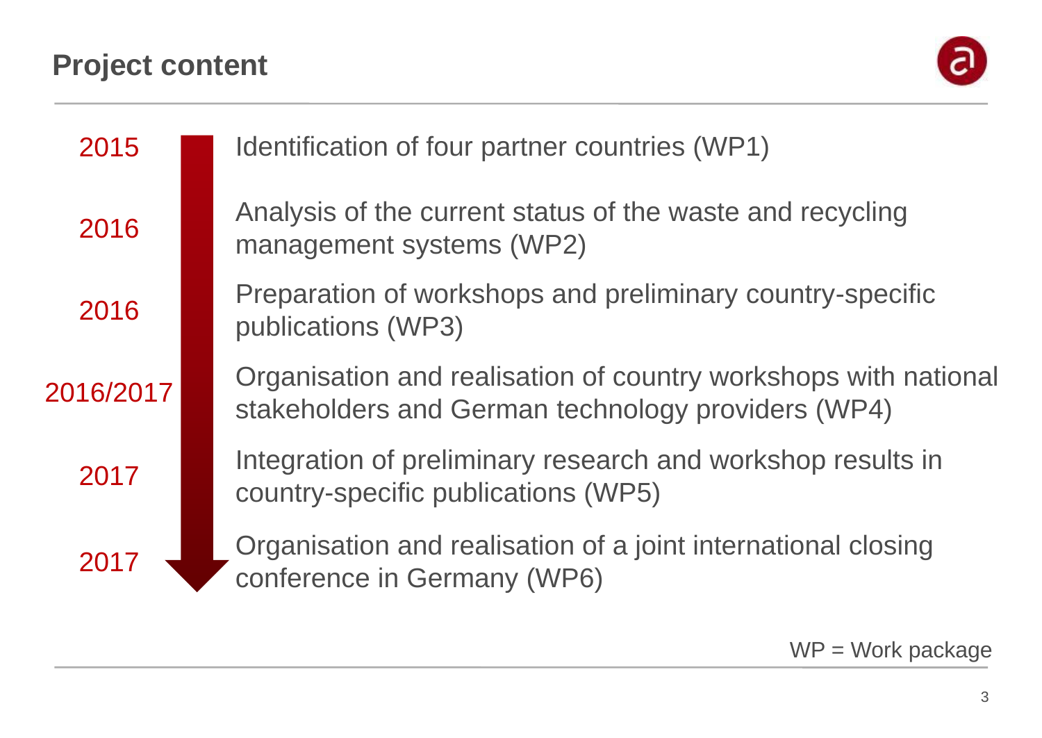# Project content

| Year | Content |
| --- | --- |
| 2015 | Identification of four partner countries (WP1) |
| 2016 | Analysis of the current status of the waste and recycling management systems (WP2) |
| 2016 | Preparation of workshops and preliminary country-specific publications (WP3) |
| 2016/2017 | Organisation and realisation of country workshops with national stakeholders and German technology providers (WP4) |
| 2017 | Integration of preliminary research and workshop results in country-specific publications (WP5) |
| 2017 | Organisation and realisation of a joint international closing conference in Germany (WP6) |

WP = Work package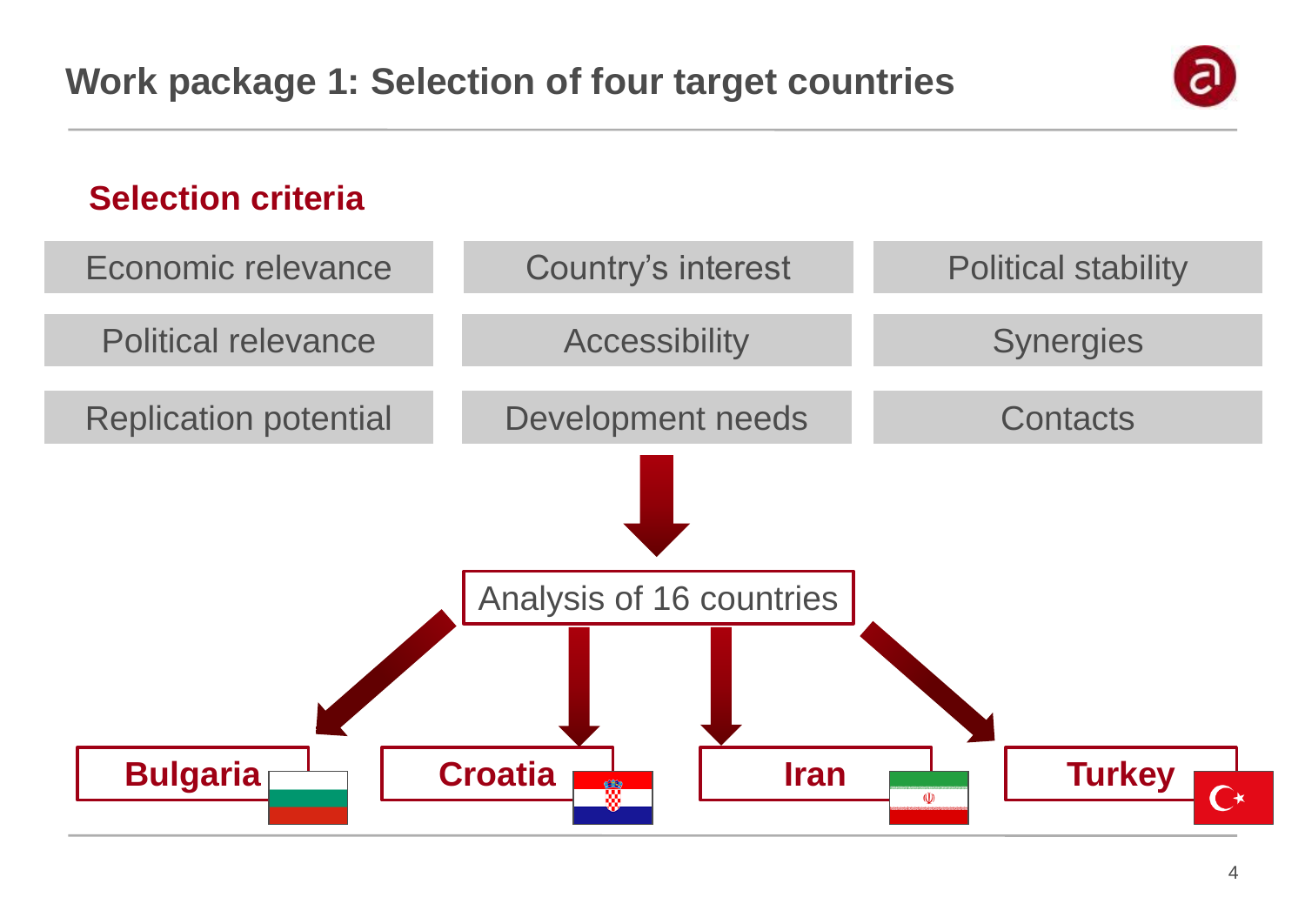# Work package 1: Selection of four target countries

## Selection criteria

| | | |
|---|---|---|
| Economic relevance | Country's interest | Political stability |
| Political relevance | Accessibility | Synergies |
| Replication potential | Development needs | Contacts |

Analysis of 16 countries

- **Bulgaria**
- **Croatia**
- **Iran**
- **Turkey**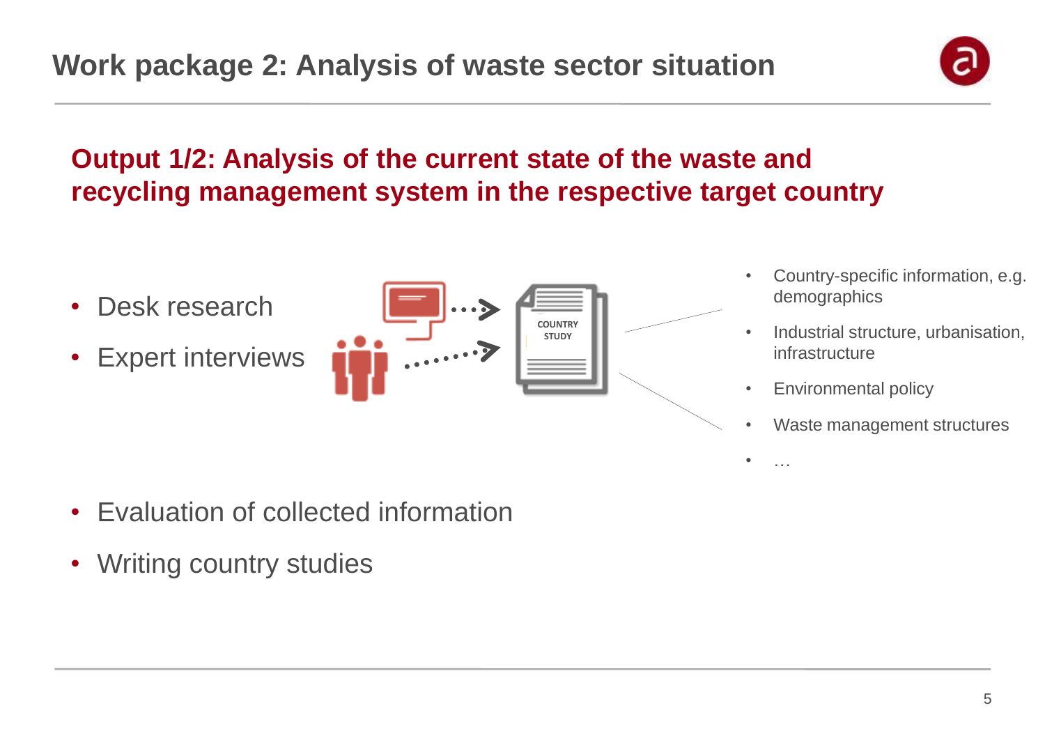# Work package 2: Analysis of waste sector situation

## Output 1/2: Analysis of the current state of the waste and recycling management system in the respective target country

- Desk research
- Expert interviews

COUNTRY STUDY

- Country-specific information, e.g. demographics
- Industrial structure, urbanisation, infrastructure
- Environmental policy
- Waste management structures
- …

- Evaluation of collected information
- Writing country studies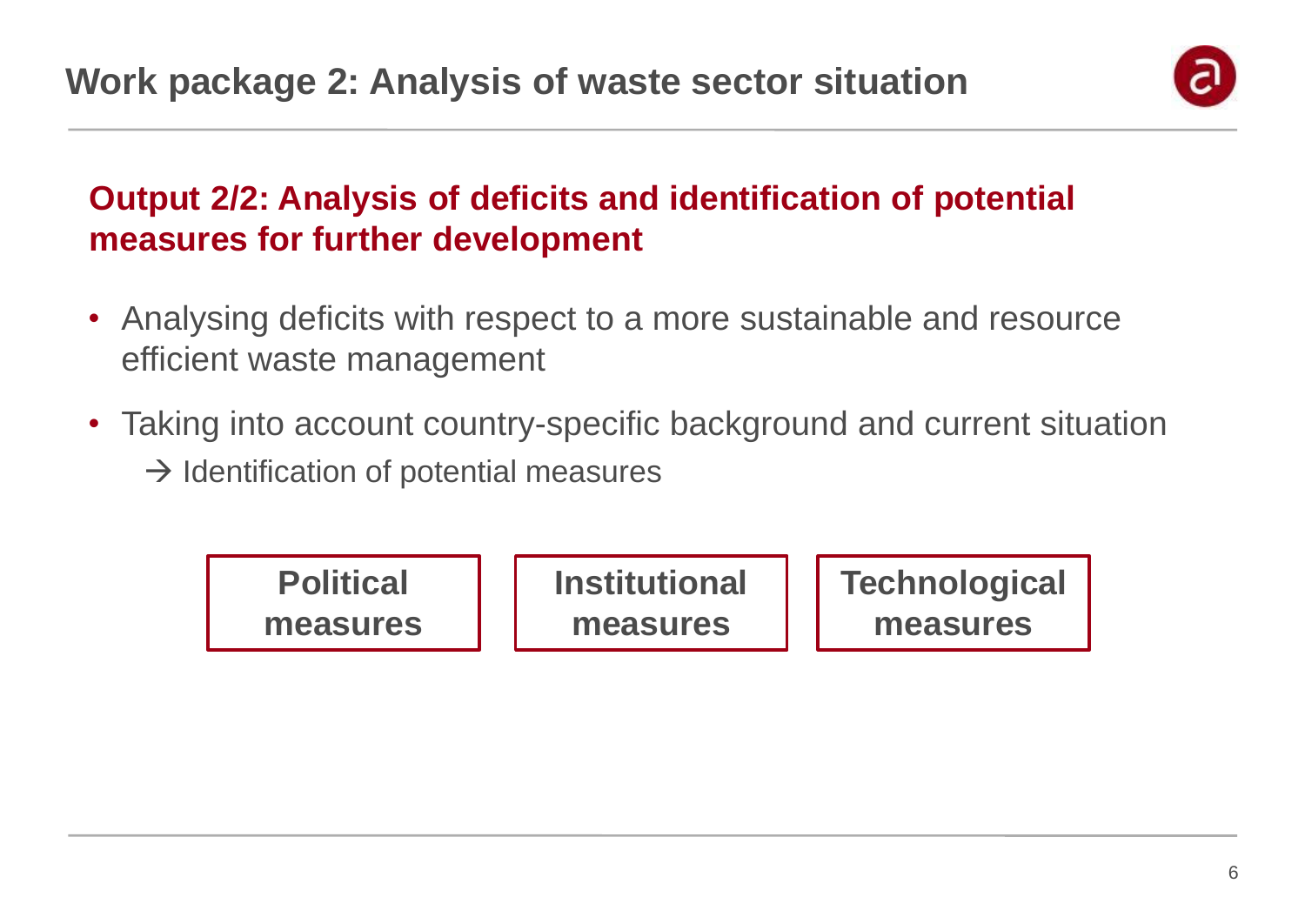# Work package 2: Analysis of waste sector situation

## Output 2/2: Analysis of deficits and identification of potential measures for further development

- Analysing deficits with respect to a more sustainable and resource efficient waste management
- Taking into account country-specific background and current situation
  → Identification of potential measures

**Political measures** | **Institutional measures** | **Technological measures**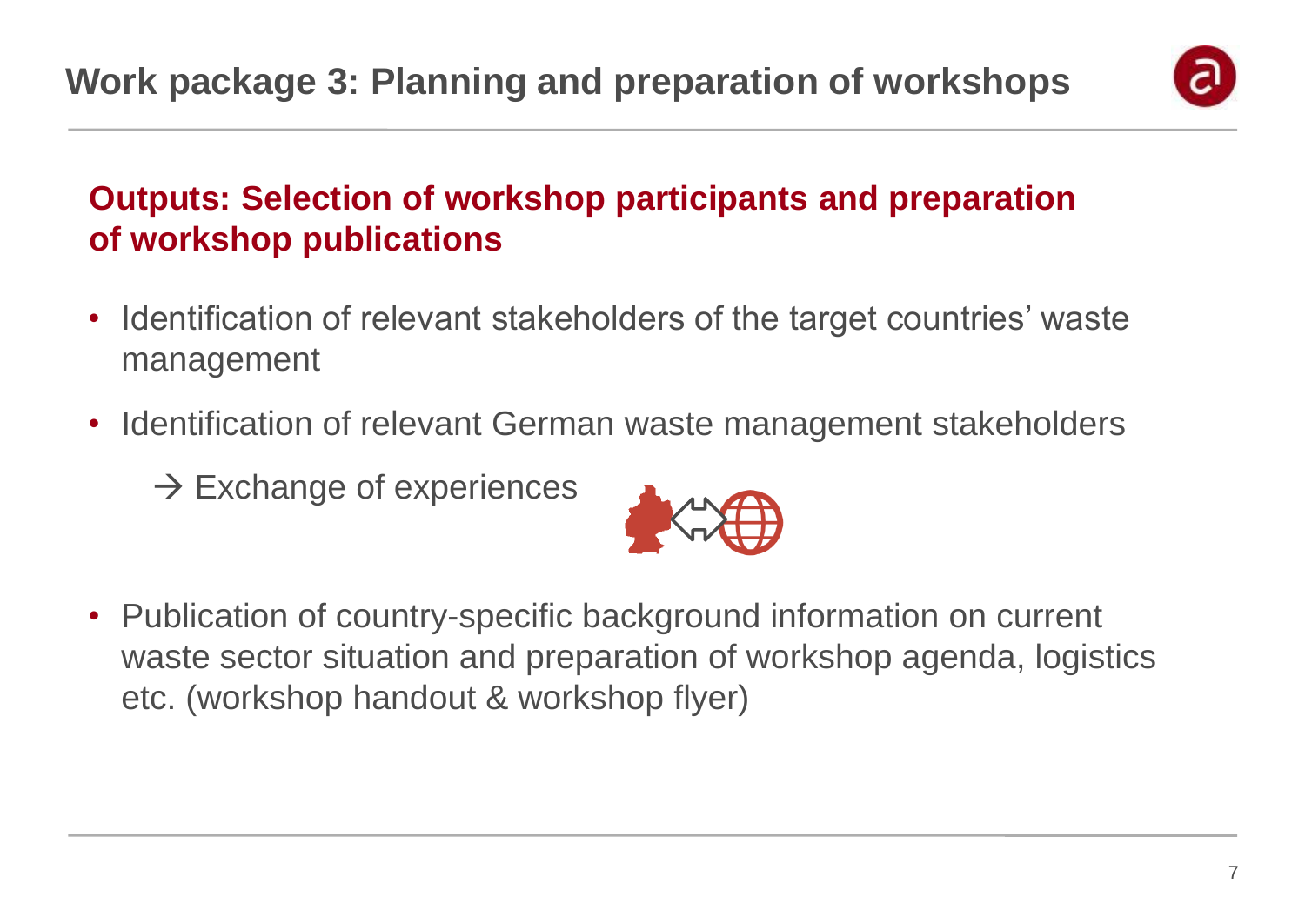# Work package 3: Planning and preparation of workshops

## Outputs: Selection of workshop participants and preparation of workshop publications

- Identification of relevant stakeholders of the target countries' waste management
- Identification of relevant German waste management stakeholders

  → Exchange of experiences

- Publication of country-specific background information on current waste sector situation and preparation of workshop agenda, logistics etc. (workshop handout & workshop flyer)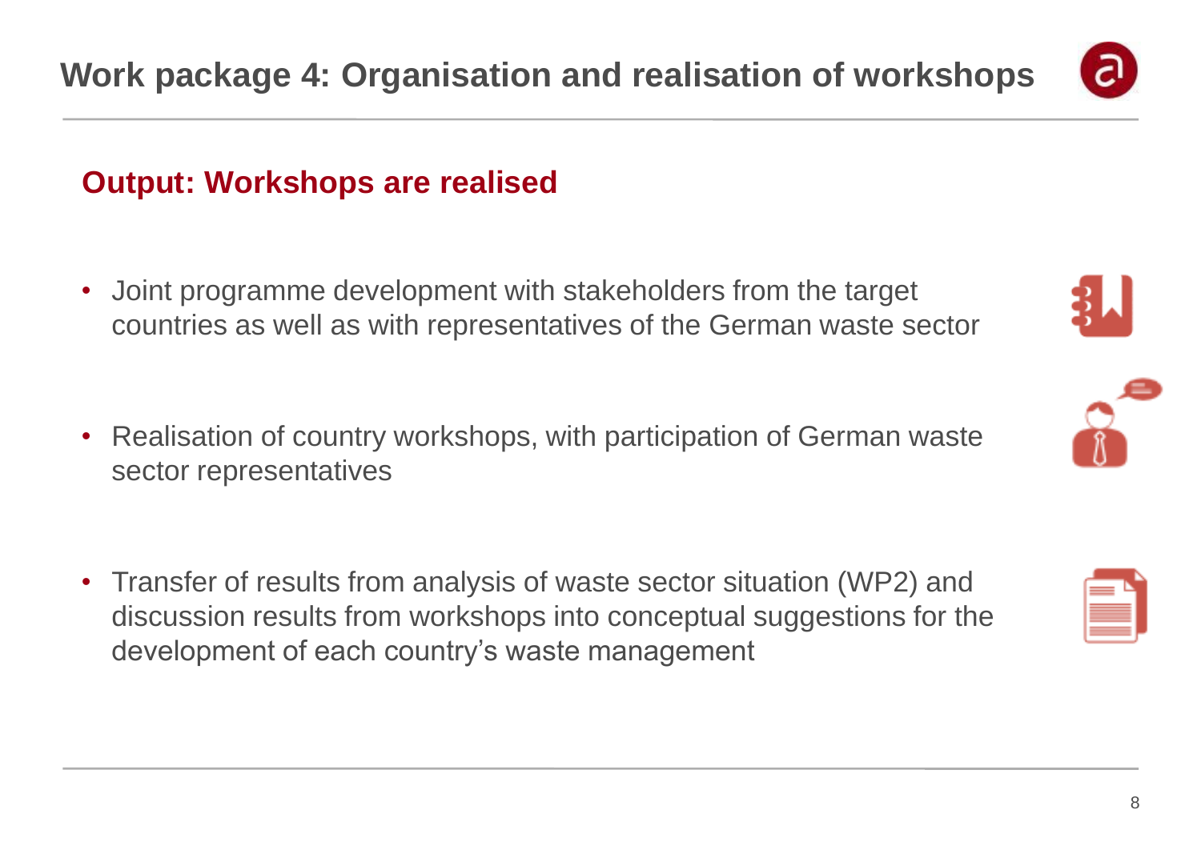# Work package 4: Organisation and realisation of workshops

## Output: Workshops are realised

- Joint programme development with stakeholders from the target countries as well as with representatives of the German waste sector
- Realisation of country workshops, with participation of German waste sector representatives
- Transfer of results from analysis of waste sector situation (WP2) and discussion results from workshops into conceptual suggestions for the development of each country's waste management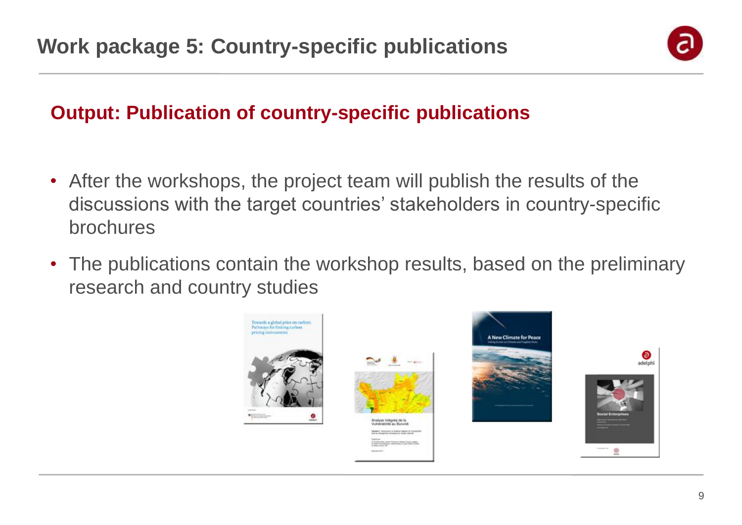# Work package 5: Country-specific publications

## Output: Publication of country-specific publications

- After the workshops, the project team will publish the results of the discussions with the target countries' stakeholders in country-specific brochures
- The publications contain the workshop results, based on the preliminary research and country studies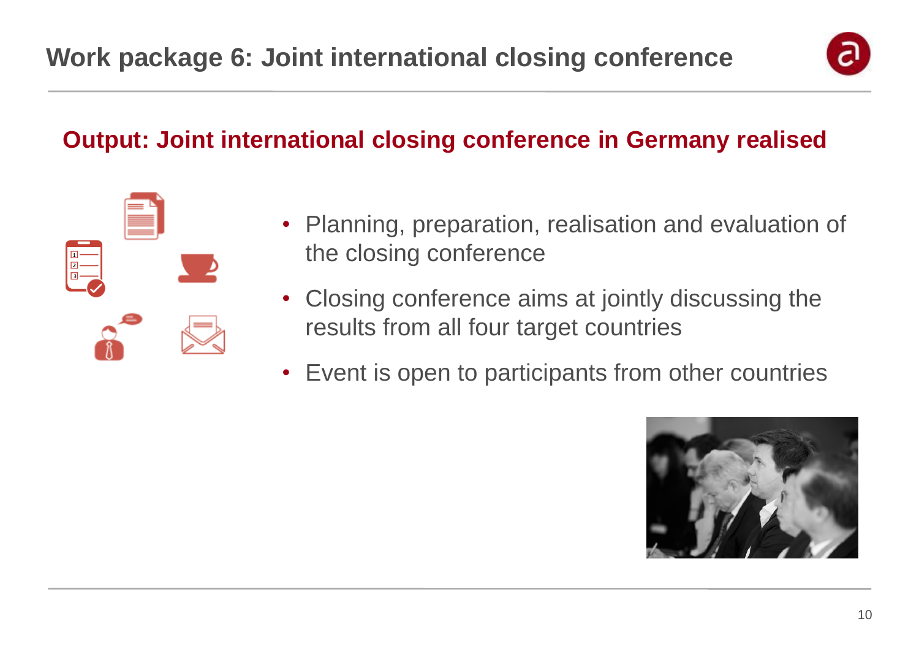# Work package 6: Joint international closing conference

## Output: Joint international closing conference in Germany realised

- Planning, preparation, realisation and evaluation of the closing conference
- Closing conference aims at jointly discussing the results from all four target countries
- Event is open to participants from other countries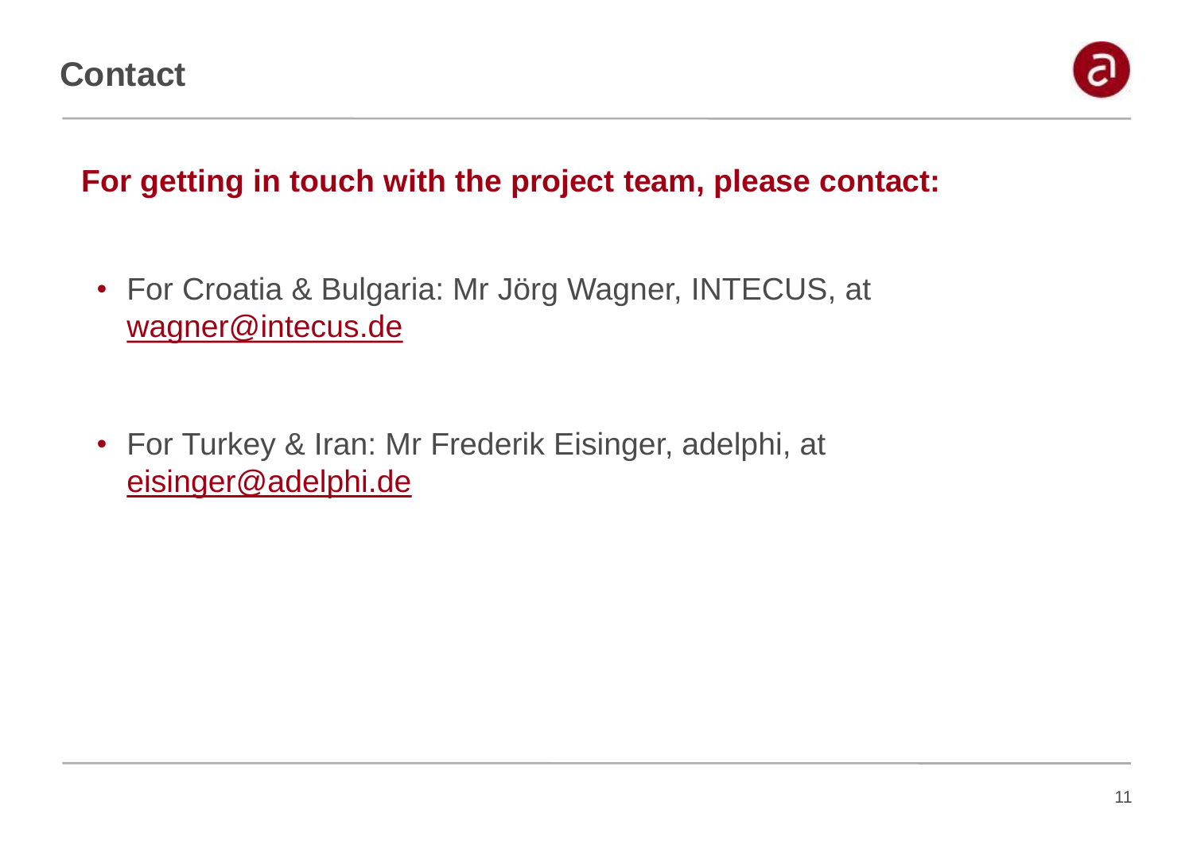# Contact

**For getting in touch with the project team, please contact:**

- For Croatia & Bulgaria: Mr Jörg Wagner, INTECUS, at wagner@intecus.de

- For Turkey & Iran: Mr Frederik Eisinger, adelphi, at eisinger@adelphi.de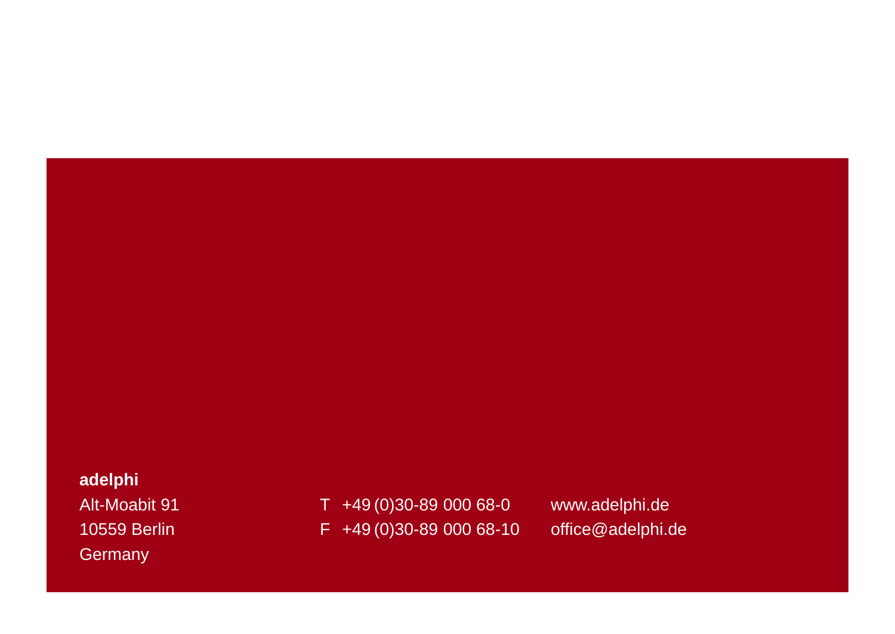**adelphi**

Alt-Moabit 91
10559 Berlin
Germany

T +49 (0)30-89 000 68-0
F +49 (0)30-89 000 68-10

www.adelphi.de
office@adelphi.de